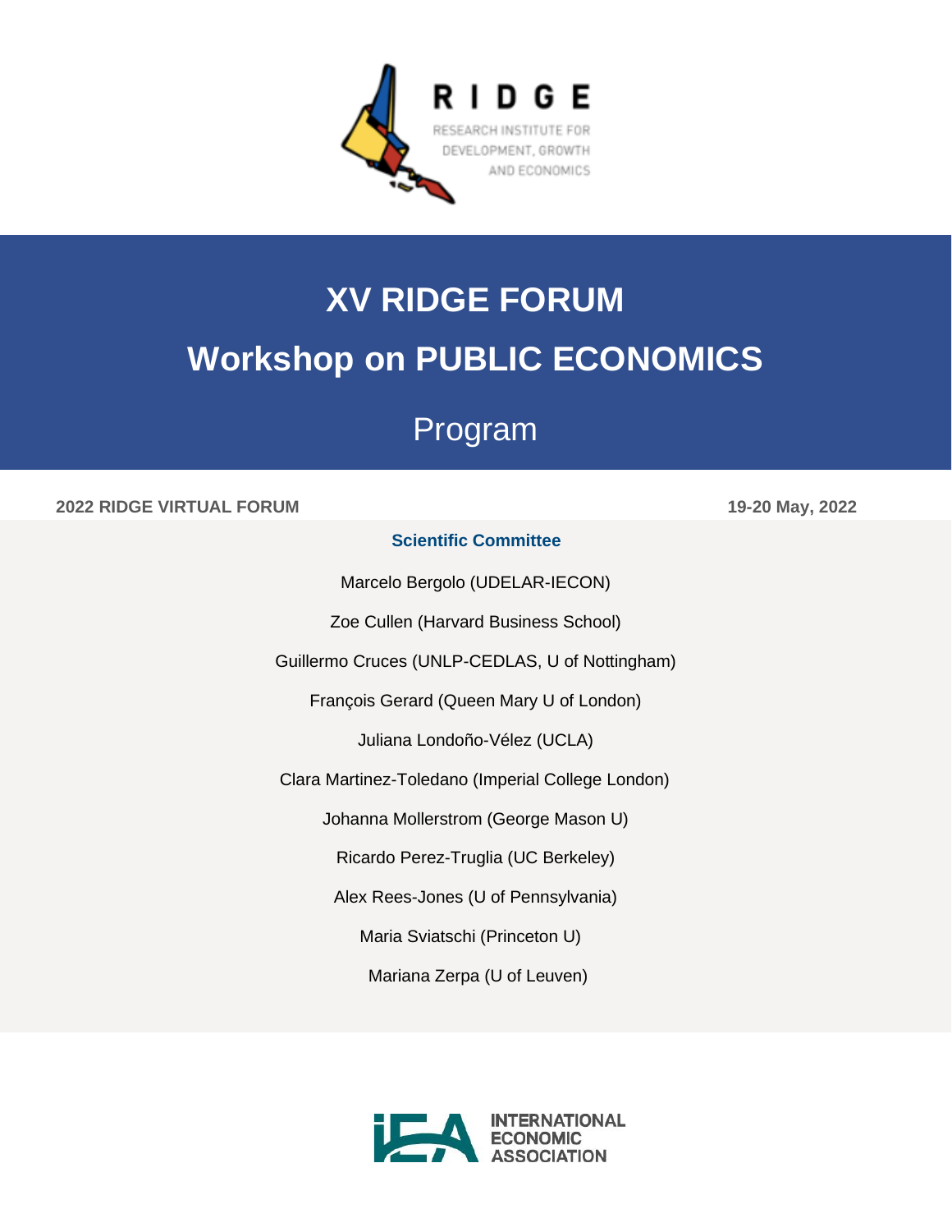RIDGE

RESEARCH INSTITUTE FOR DEVELOPMENT, GROWTH AND ECONOMICS

# XV RIDGE FORUM

# Workshop on PUBLIC ECONOMICS

## Program

**2022 RIDGE VIRTUAL FORUM** **19-20 May, 2022**

### Scientific Committee

Marcelo Bergolo (UDELAR-IECON)

Zoe Cullen (Harvard Business School)

Guillermo Cruces (UNLP-CEDLAS, U of Nottingham)

François Gerard (Queen Mary U of London)

Juliana Londoño-Vélez (UCLA)

Clara Martinez-Toledano (Imperial College London)

Johanna Mollerstrom (George Mason U)

Ricardo Perez-Truglia (UC Berkeley)

Alex Rees-Jones (U of Pennsylvania)

Maria Sviatschi (Princeton U)

Mariana Zerpa (U of Leuven)

INTERNATIONAL ECONOMIC ASSOCIATION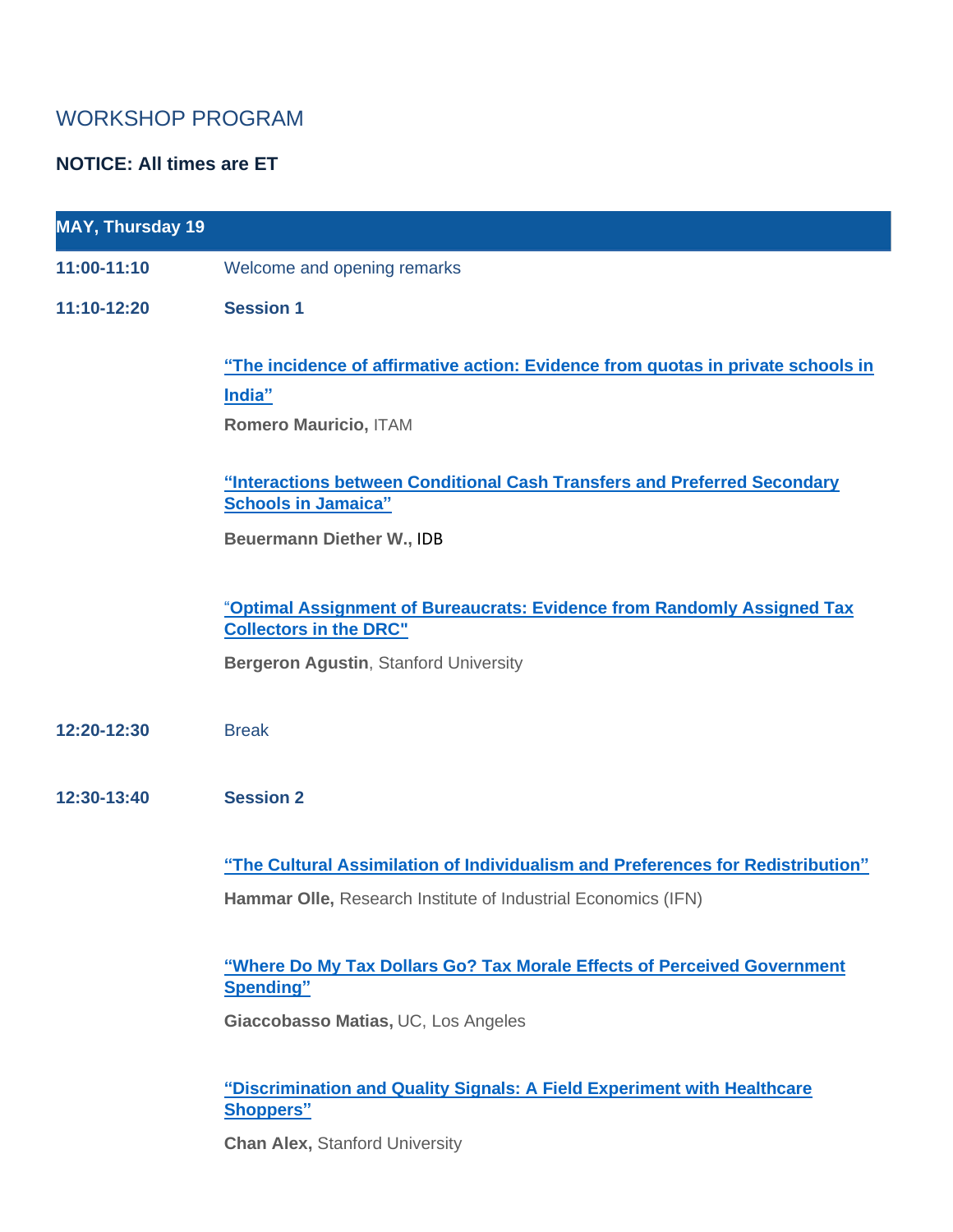## WORKSHOP PROGRAM

**NOTICE: All times are ET**

**MAY, Thursday 19**

**11:00-11:10** Welcome and opening remarks

**11:10-12:20** **Session 1**

**"The incidence of affirmative action: Evidence from quotas in private schools in India"**
**Romero Mauricio,** ITAM

**"Interactions between Conditional Cash Transfers and Preferred Secondary Schools in Jamaica"**
**Beuermann Diether W.,** IDB

**"Optimal Assignment of Bureaucrats: Evidence from Randomly Assigned Tax Collectors in the DRC"**
**Bergeron Agustin**, Stanford University

**12:20-12:30** Break

**12:30-13:40** **Session 2**

**"The Cultural Assimilation of Individualism and Preferences for Redistribution"**
**Hammar Olle,** Research Institute of Industrial Economics (IFN)

**"Where Do My Tax Dollars Go? Tax Morale Effects of Perceived Government Spending"**
**Giaccobasso Matias,** UC, Los Angeles

**"Discrimination and Quality Signals: A Field Experiment with Healthcare Shoppers"**
**Chan Alex,** Stanford University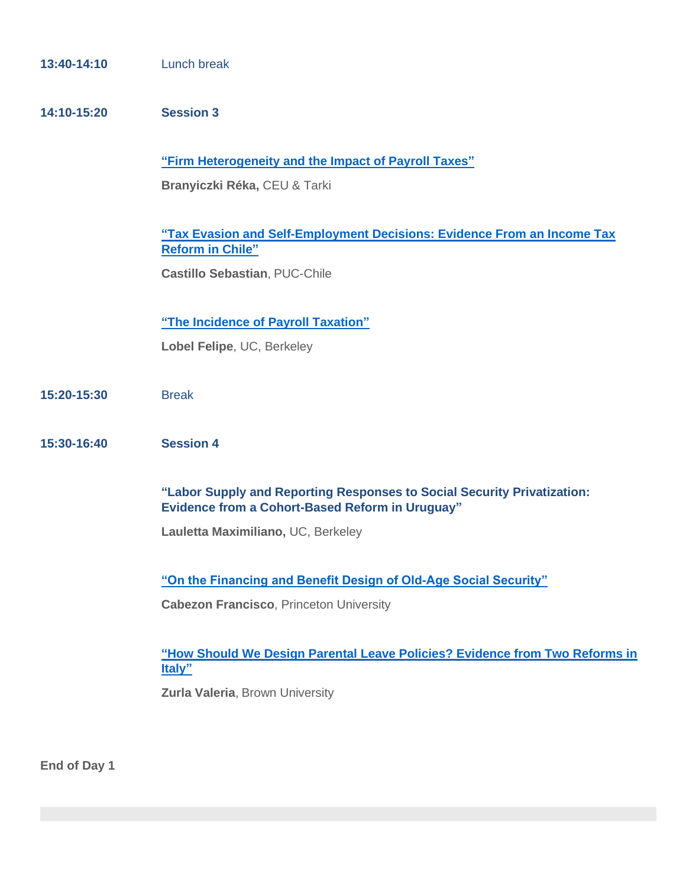**13:40-14:10** Lunch break

**14:10-15:20** **Session 3**

**"Firm Heterogeneity and the Impact of Payroll Taxes"**

**Branyiczki Réka,** CEU & Tarki

**"Tax Evasion and Self-Employment Decisions: Evidence From an Income Tax Reform in Chile"**

**Castillo Sebastian**, PUC-Chile

**"The Incidence of Payroll Taxation"**

**Lobel Felipe**, UC, Berkeley

**15:20-15:30** Break

**15:30-16:40** **Session 4**

**"Labor Supply and Reporting Responses to Social Security Privatization: Evidence from a Cohort-Based Reform in Uruguay"**

**Lauletta Maximiliano,** UC, Berkeley

**"On the Financing and Benefit Design of Old-Age Social Security"**

**Cabezon Francisco**, Princeton University

**"How Should We Design Parental Leave Policies? Evidence from Two Reforms in Italy"**

**Zurla Valeria**, Brown University

**End of Day 1**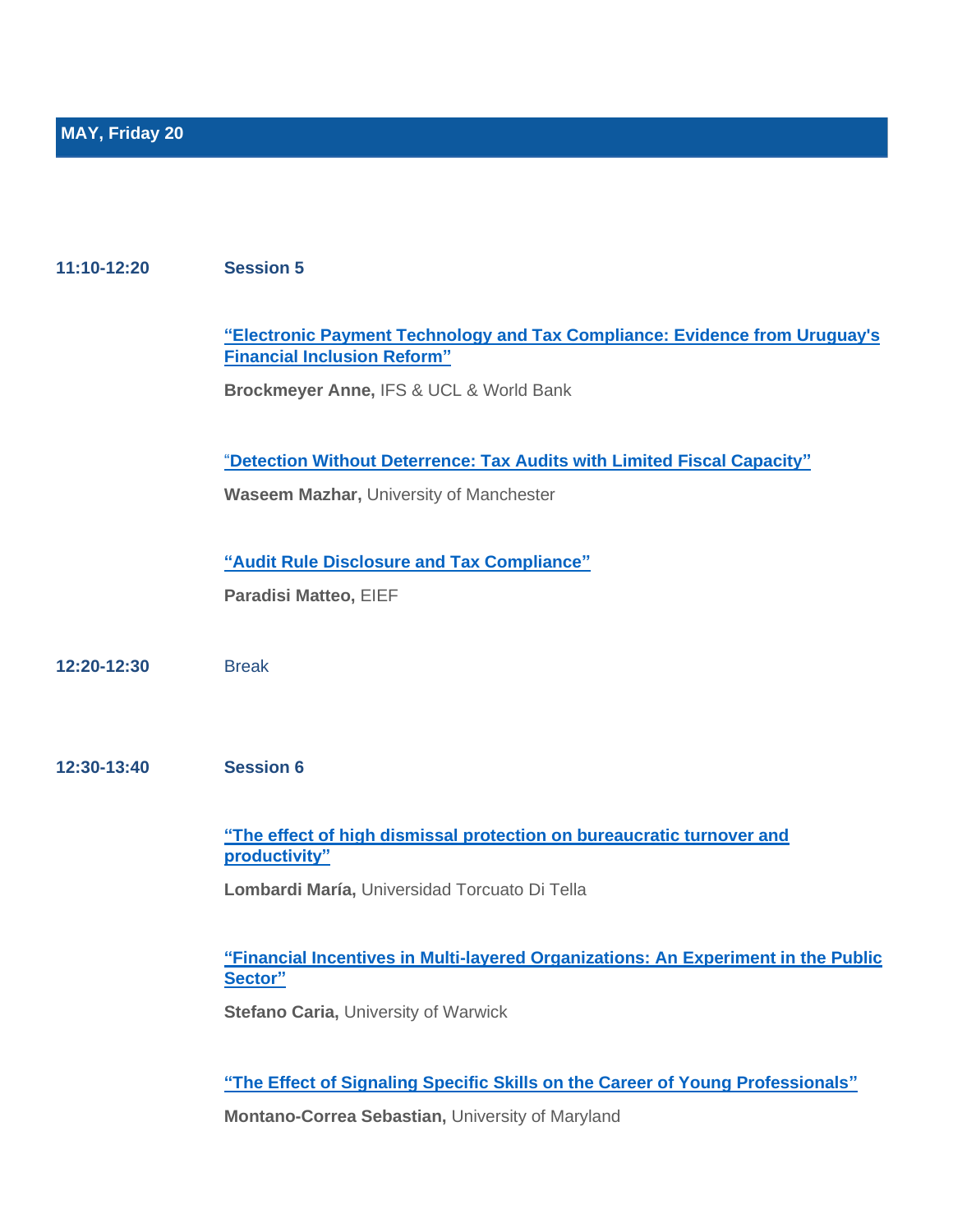## MAY, Friday 20

**11:10-12:20** **Session 5**

**"Electronic Payment Technology and Tax Compliance: Evidence from Uruguay's Financial Inclusion Reform"**

**Brockmeyer Anne,** IFS & UCL & World Bank

"**Detection Without Deterrence: Tax Audits with Limited Fiscal Capacity"**

**Waseem Mazhar,** University of Manchester

**"Audit Rule Disclosure and Tax Compliance"**

**Paradisi Matteo,** EIEF

**12:20-12:30** Break

**12:30-13:40** **Session 6**

**"The effect of high dismissal protection on bureaucratic turnover and productivity"**

**Lombardi María,** Universidad Torcuato Di Tella

**"Financial Incentives in Multi-layered Organizations: An Experiment in the Public Sector"**

**Stefano Caria,** University of Warwick

**"The Effect of Signaling Specific Skills on the Career of Young Professionals"**

**Montano-Correa Sebastian,** University of Maryland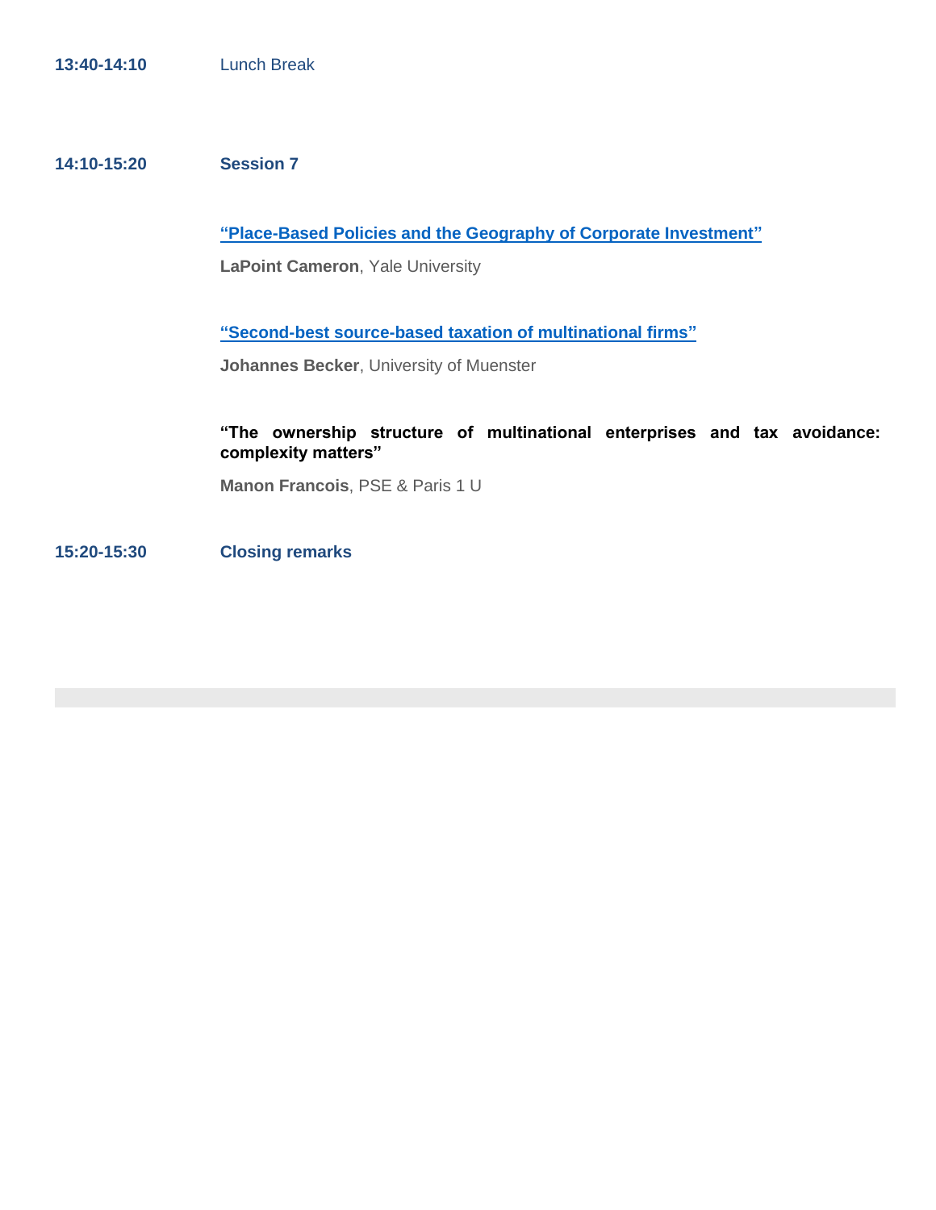**13:40-14:10** Lunch Break

**14:10-15:20** **Session 7**

**"Place-Based Policies and the Geography of Corporate Investment"**

**LaPoint Cameron**, Yale University

**"Second-best source-based taxation of multinational firms"**

**Johannes Becker**, University of Muenster

**"The ownership structure of multinational enterprises and tax avoidance: complexity matters"**

**Manon Francois**, PSE & Paris 1 U

**15:20-15:30** **Closing remarks**